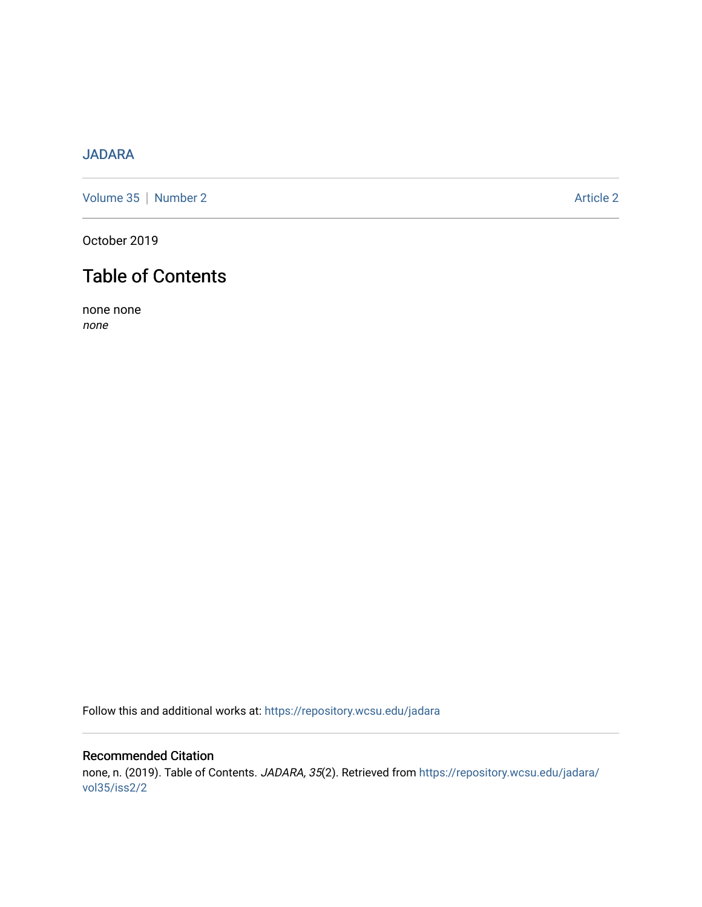JADARA

Volume 35 | Number 2 Article 2

October 2019

# Table of Contents

none none

*none*

Follow this and additional works at: https://repository.wcsu.edu/jadara

## Recommended Citation

none, n. (2019). Table of Contents. *JADARA, 35*(2). Retrieved from https://repository.wcsu.edu/jadara/vol35/iss2/2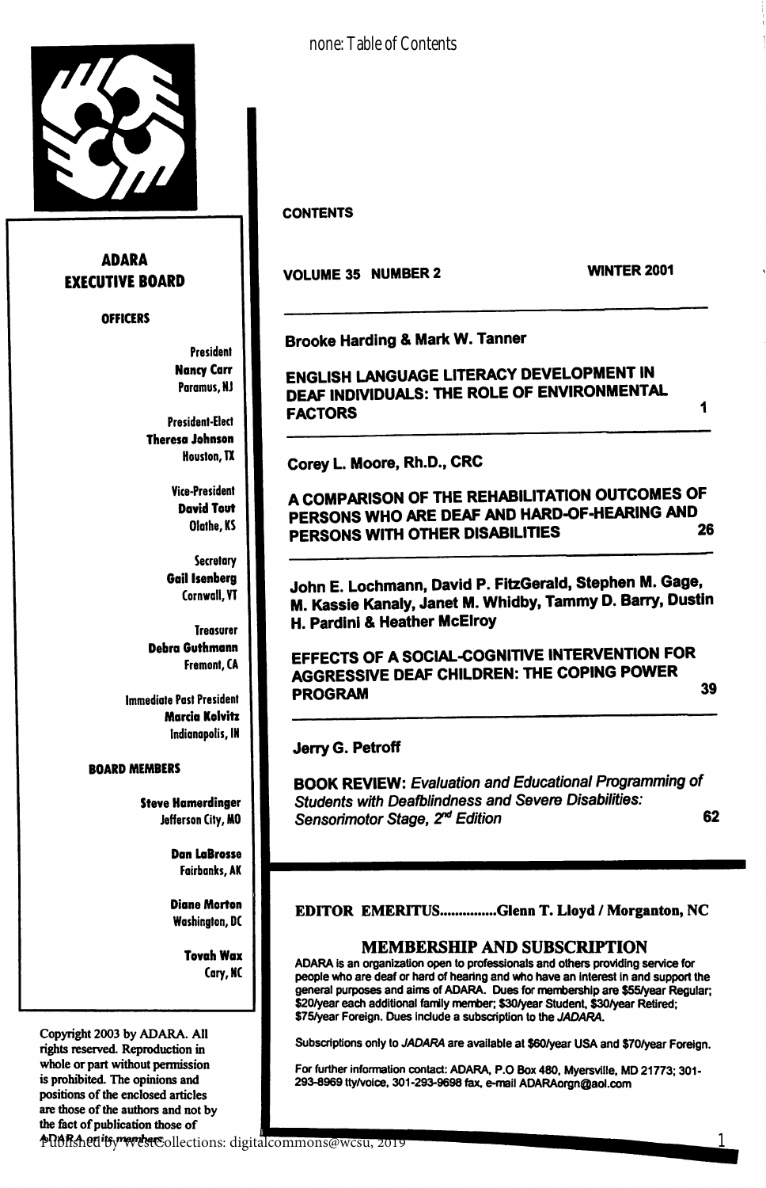# CONTENTS

**VOLUME 35 NUMBER 2** **WINTER 2001**

---

**Brooke Harding & Mark W. Tanner**

**ENGLISH LANGUAGE LITERACY DEVELOPMENT IN DEAF INDIVIDUALS: THE ROLE OF ENVIRONMENTAL FACTORS** 1

---

**Corey L. Moore, Rh.D., CRC**

**A COMPARISON OF THE REHABILITATION OUTCOMES OF PERSONS WHO ARE DEAF AND HARD-OF-HEARING AND PERSONS WITH OTHER DISABILITIES** 26

---

**John E. Lochmann, David P. FitzGerald, Stephen M. Gage, M. Kassie Kanaly, Janet M. Whidby, Tammy D. Barry, Dustin H. Pardini & Heather McElroy**

**EFFECTS OF A SOCIAL-COGNITIVE INTERVENTION FOR AGGRESSIVE DEAF CHILDREN: THE COPING POWER PROGRAM** 39

---

**Jerry G. Petroff**

**BOOK REVIEW:** *Evaluation and Educational Programming of Students with Deafblindness and Severe Disabilities: Sensorimotor Stage, 2nd Edition* 62

---

**EDITOR EMERITUS**...............**Glenn T. Lloyd / Morganton, NC**

## MEMBERSHIP AND SUBSCRIPTION

ADARA is an organization open to professionals and others providing service for people who are deaf or hard of hearing and who have an interest in and support the general purposes and aims of ADARA. Dues for membership are $55/year Regular; $20/year each additional family member; $30/year Student, $30/year Retired; $75/year Foreign. Dues include a subscription to the *JADARA*.

Subscriptions only to *JADARA* are available at $60/year USA and $70/year Foreign.

For further information contact: ADARA, P.O Box 480, Myersville, MD 21773; 301-293-8969 tty/voice, 301-293-9698 fax, e-mail ADARAorgn@aol.com

## ADARA EXECUTIVE BOARD

### OFFICERS

President
**Nancy Carr**
Paramus, NJ

President-Elect
**Theresa Johnson**
Houston, TX

Vice-President
**David Tout**
Olathe, KS

Secretary
**Gail Isenberg**
Cornwall, VT

Treasurer
**Debra Guthmann**
Fremont, CA

Immediate Past President
**Marcia Kolvitz**
Indianapolis, IN

### BOARD MEMBERS

**Steve Hamerdinger**
Jefferson City, MO

**Dan LaBrosse**
Fairbanks, AK

**Diane Morton**
Washington, DC

**Tovah Wax**
Cary, NC

Copyright 2003 by ADARA. All rights reserved. Reproduction in whole or part without permission is prohibited. The opinions and positions of the enclosed articles are those of the authors and not by the fact of publication those of ADARA or its members.